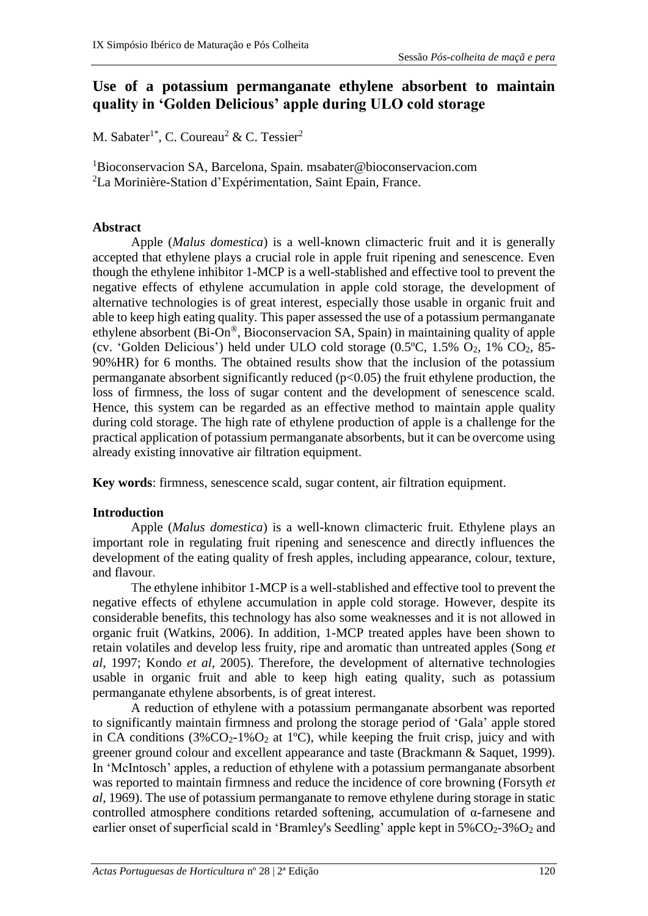# Use of a potassium permanganate ethylene absorbent to maintain quality in 'Golden Delicious' apple during ULO cold storage

M. Sabater[1*], C. Coureau[2] & C. Tessier[2]

[1]Bioconservacion SA, Barcelona, Spain. msabater@bioconservacion.com
[2]La Morinière-Station d'Expérimentation, Saint Epain, France.

## Abstract

Apple (*Malus domestica*) is a well-known climacteric fruit and it is generally accepted that ethylene plays a crucial role in apple fruit ripening and senescence. Even though the ethylene inhibitor 1-MCP is a well-stablished and effective tool to prevent the negative effects of ethylene accumulation in apple cold storage, the development of alternative technologies is of great interest, especially those usable in organic fruit and able to keep high eating quality. This paper assessed the use of a potassium permanganate ethylene absorbent (Bi-On®, Bioconservacion SA, Spain) in maintaining quality of apple (cv. 'Golden Delicious') held under ULO cold storage (0.5ºC, 1.5% $O_2$, 1% $CO_2$, 85-90%HR) for 6 months. The obtained results show that the inclusion of the potassium permanganate absorbent significantly reduced ($p<0.05$) the fruit ethylene production, the loss of firmness, the loss of sugar content and the development of senescence scald. Hence, this system can be regarded as an effective method to maintain apple quality during cold storage. The high rate of ethylene production of apple is a challenge for the practical application of potassium permanganate absorbents, but it can be overcome using already existing innovative air filtration equipment.

**Key words**: firmness, senescence scald, sugar content, air filtration equipment.

## Introduction

Apple (*Malus domestica*) is a well-known climacteric fruit. Ethylene plays an important role in regulating fruit ripening and senescence and directly influences the development of the eating quality of fresh apples, including appearance, colour, texture, and flavour.

The ethylene inhibitor 1-MCP is a well-stablished and effective tool to prevent the negative effects of ethylene accumulation in apple cold storage. However, despite its considerable benefits, this technology has also some weaknesses and it is not allowed in organic fruit (Watkins, 2006). In addition, 1-MCP treated apples have been shown to retain volatiles and develop less fruity, ripe and aromatic than untreated apples (Song *et al*, 1997; Kondo *et al*, 2005). Therefore, the development of alternative technologies usable in organic fruit and able to keep high eating quality, such as potassium permanganate ethylene absorbents, is of great interest.

A reduction of ethylene with a potassium permanganate absorbent was reported to significantly maintain firmness and prolong the storage period of 'Gala' apple stored in CA conditions (3%$CO_2$-1%$O_2$ at 1ºC), while keeping the fruit crisp, juicy and with greener ground colour and excellent appearance and taste (Brackmann & Saquet, 1999). In 'McIntosch' apples, a reduction of ethylene with a potassium permanganate absorbent was reported to maintain firmness and reduce the incidence of core browning (Forsyth *et al*, 1969). The use of potassium permanganate to remove ethylene during storage in static controlled atmosphere conditions retarded softening, accumulation of α-farnesene and earlier onset of superficial scald in 'Bramley's Seedling' apple kept in 5%$CO_2$-3%$O_2$ and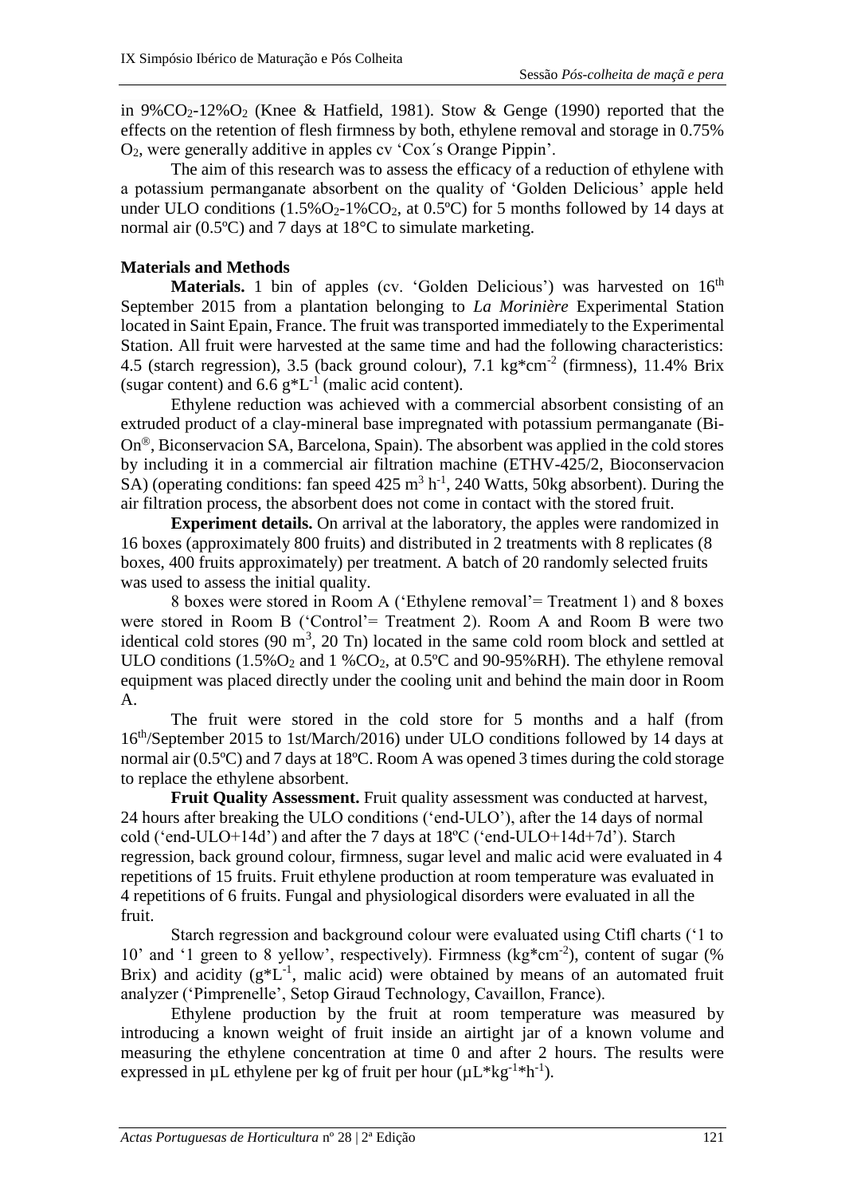in $9\%CO_2$-$12\%O_2$ (Knee & Hatfield, 1981). Stow & Genge (1990) reported that the effects on the retention of flesh firmness by both, ethylene removal and storage in 0.75% $O_2$, were generally additive in apples cv 'Cox´s Orange Pippin'.

The aim of this research was to assess the efficacy of a reduction of ethylene with a potassium permanganate absorbent on the quality of 'Golden Delicious' apple held under ULO conditions ($1.5\%O_2$-$1\%CO_2$, at 0.5ºC) for 5 months followed by 14 days at normal air (0.5ºC) and 7 days at 18°C to simulate marketing.

**Materials and Methods**

**Materials.** 1 bin of apples (cv. 'Golden Delicious') was harvested on 16th September 2015 from a plantation belonging to *La Morinière* Experimental Station located in Saint Epain, France. The fruit was transported immediately to the Experimental Station. All fruit were harvested at the same time and had the following characteristics: 4.5 (starch regression), 3.5 (back ground colour), 7.1 $kg*cm^{-2}$ (firmness), 11.4% Brix (sugar content) and 6.6 $g*L^{-1}$ (malic acid content).

Ethylene reduction was achieved with a commercial absorbent consisting of an extruded product of a clay-mineral base impregnated with potassium permanganate (Bi-On®, Biconservacion SA, Barcelona, Spain). The absorbent was applied in the cold stores by including it in a commercial air filtration machine (ETHV-425/2, Bioconservacion SA) (operating conditions: fan speed 425 $m^3$ $h^{-1}$, 240 Watts, 50kg absorbent). During the air filtration process, the absorbent does not come in contact with the stored fruit.

**Experiment details.** On arrival at the laboratory, the apples were randomized in 16 boxes (approximately 800 fruits) and distributed in 2 treatments with 8 replicates (8 boxes, 400 fruits approximately) per treatment. A batch of 20 randomly selected fruits was used to assess the initial quality.

8 boxes were stored in Room A ('Ethylene removal'= Treatment 1) and 8 boxes were stored in Room B ('Control'= Treatment 2). Room A and Room B were two identical cold stores (90 $m^3$, 20 Tn) located in the same cold room block and settled at ULO conditions ($1.5\%O_2$ and 1 $\%CO_2$, at 0.5ºC and 90-95%RH). The ethylene removal equipment was placed directly under the cooling unit and behind the main door in Room A.

The fruit were stored in the cold store for 5 months and a half (from 16th/September 2015 to 1st/March/2016) under ULO conditions followed by 14 days at normal air (0.5ºC) and 7 days at 18ºC. Room A was opened 3 times during the cold storage to replace the ethylene absorbent.

**Fruit Quality Assessment.** Fruit quality assessment was conducted at harvest, 24 hours after breaking the ULO conditions ('end-ULO'), after the 14 days of normal cold ('end-ULO+14d') and after the 7 days at 18ºC ('end-ULO+14d+7d'). Starch regression, back ground colour, firmness, sugar level and malic acid were evaluated in 4 repetitions of 15 fruits. Fruit ethylene production at room temperature was evaluated in 4 repetitions of 6 fruits. Fungal and physiological disorders were evaluated in all the fruit.

Starch regression and background colour were evaluated using Ctifl charts ('1 to 10' and '1 green to 8 yellow', respectively). Firmness ($kg*cm^{-2}$), content of sugar (% Brix) and acidity ($g*L^{-1}$, malic acid) were obtained by means of an automated fruit analyzer ('Pimprenelle', Setop Giraud Technology, Cavaillon, France).

Ethylene production by the fruit at room temperature was measured by introducing a known weight of fruit inside an airtight jar of a known volume and measuring the ethylene concentration at time 0 and after 2 hours. The results were expressed in µL ethylene per kg of fruit per hour ($\mu L*kg^{-1}*h^{-1}$).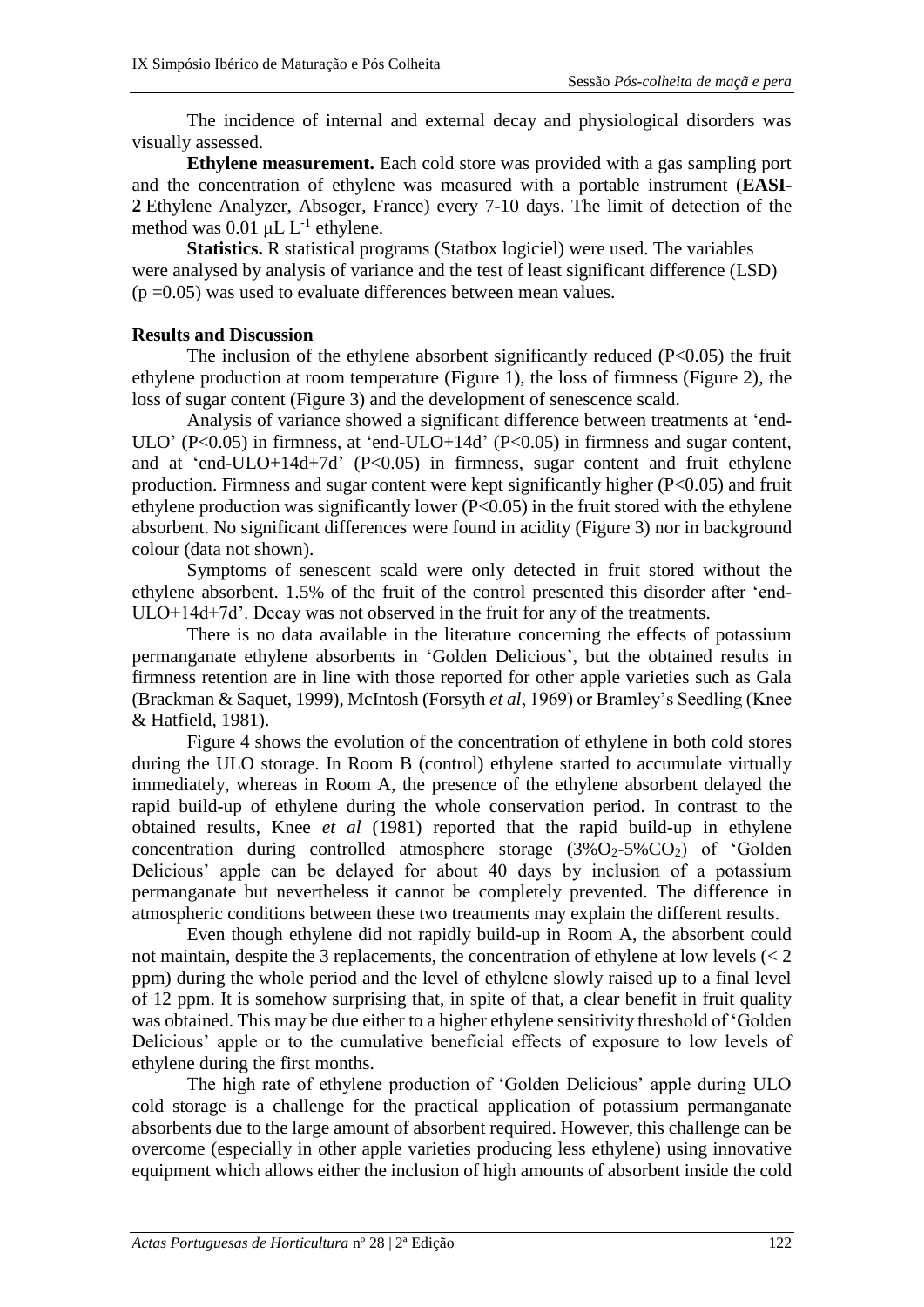The incidence of internal and external decay and physiological disorders was visually assessed.

**Ethylene measurement.** Each cold store was provided with a gas sampling port and the concentration of ethylene was measured with a portable instrument (**EASI-2** Ethylene Analyzer, Absoger, France) every 7-10 days. The limit of detection of the method was 0.01 $\mu L\ L^{-1}$ ethylene.

**Statistics.** R statistical programs (Statbox logiciel) were used. The variables were analysed by analysis of variance and the test of least significant difference (LSD) ($p = 0.05$) was used to evaluate differences between mean values.

**Results and Discussion**

The inclusion of the ethylene absorbent significantly reduced ($P<0.05$) the fruit ethylene production at room temperature (Figure 1), the loss of firmness (Figure 2), the loss of sugar content (Figure 3) and the development of senescence scald.

Analysis of variance showed a significant difference between treatments at 'end-ULO' ($P<0.05$) in firmness, at 'end-ULO+14d' ($P<0.05$) in firmness and sugar content, and at 'end-ULO+14d+7d' ($P<0.05$) in firmness, sugar content and fruit ethylene production. Firmness and sugar content were kept significantly higher ($P<0.05$) and fruit ethylene production was significantly lower ($P<0.05$) in the fruit stored with the ethylene absorbent. No significant differences were found in acidity (Figure 3) nor in background colour (data not shown).

Symptoms of senescent scald were only detected in fruit stored without the ethylene absorbent. 1.5% of the fruit of the control presented this disorder after 'end-ULO+14d+7d'. Decay was not observed in the fruit for any of the treatments.

There is no data available in the literature concerning the effects of potassium permanganate ethylene absorbents in 'Golden Delicious', but the obtained results in firmness retention are in line with those reported for other apple varieties such as Gala (Brackman & Saquet, 1999), McIntosh (Forsyth *et al*, 1969) or Bramley's Seedling (Knee & Hatfield, 1981).

Figure 4 shows the evolution of the concentration of ethylene in both cold stores during the ULO storage. In Room B (control) ethylene started to accumulate virtually immediately, whereas in Room A, the presence of the ethylene absorbent delayed the rapid build-up of ethylene during the whole conservation period. In contrast to the obtained results, Knee *et al* (1981) reported that the rapid build-up in ethylene concentration during controlled atmosphere storage ($3\%O_2$-$5\%CO_2$) of 'Golden Delicious' apple can be delayed for about 40 days by inclusion of a potassium permanganate but nevertheless it cannot be completely prevented. The difference in atmospheric conditions between these two treatments may explain the different results.

Even though ethylene did not rapidly build-up in Room A, the absorbent could not maintain, despite the 3 replacements, the concentration of ethylene at low levels (< 2 ppm) during the whole period and the level of ethylene slowly raised up to a final level of 12 ppm. It is somehow surprising that, in spite of that, a clear benefit in fruit quality was obtained. This may be due either to a higher ethylene sensitivity threshold of 'Golden Delicious' apple or to the cumulative beneficial effects of exposure to low levels of ethylene during the first months.

The high rate of ethylene production of 'Golden Delicious' apple during ULO cold storage is a challenge for the practical application of potassium permanganate absorbents due to the large amount of absorbent required. However, this challenge can be overcome (especially in other apple varieties producing less ethylene) using innovative equipment which allows either the inclusion of high amounts of absorbent inside the cold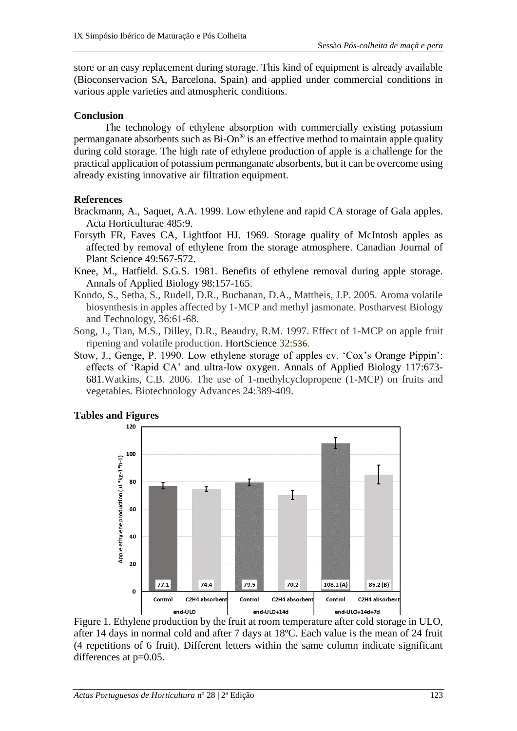store or an easy replacement during storage. This kind of equipment is already available (Bioconservacion SA, Barcelona, Spain) and applied under commercial conditions in various apple varieties and atmospheric conditions.

## Conclusion

The technology of ethylene absorption with commercially existing potassium permanganate absorbents such as Bi-On® is an effective method to maintain apple quality during cold storage. The high rate of ethylene production of apple is a challenge for the practical application of potassium permanganate absorbents, but it can be overcome using already existing innovative air filtration equipment.

## References

Brackmann, A., Saquet, A.A. 1999. Low ethylene and rapid CA storage of Gala apples. Acta Horticulturae 485:9.

Forsyth FR, Eaves CA, Lightfoot HJ. 1969. Storage quality of McIntosh apples as affected by removal of ethylene from the storage atmosphere. Canadian Journal of Plant Science 49:567-572.

Knee, M., Hatfield. S.G.S. 1981. Benefits of ethylene removal during apple storage. Annals of Applied Biology 98:157-165.

Kondo, S., Setha, S., Rudell, D.R., Buchanan, D.A., Mattheis, J.P. 2005. Aroma volatile biosynthesis in apples affected by 1-MCP and methyl jasmonate. Postharvest Biology and Technology, 36:61-68.

Song, J., Tian, M.S., Dilley, D.R., Beaudry, R.M. 1997. Effect of 1-MCP on apple fruit ripening and volatile production. HortScience 32:536.

Stow, J., Genge, P. 1990. Low ethylene storage of apples cv. 'Cox's Orange Pippin': effects of 'Rapid CA' and ultra-low oxygen. Annals of Applied Biology 117:673-681.Watkins, C.B. 2006. The use of 1-methylcyclopropene (1-MCP) on fruits and vegetables. Biotechnology Advances 24:389-409.

## Tables and Figures

| | end-ULO | | end-ULO+14d | | end-ULO+14d+7d | |
|---|---|---|---|---|---|---|
| | Control | C2H4 absorbent | Control | C2H4 absorbent | Control | C2H4 absorbent |
| Apple ethylene production (µL*kg-1*h-1) | 77.1 | 74.4 | 79.5 | 70.2 | 108.1 (A) | 85.2 (B) |

Figure 1. Ethylene production by the fruit at room temperature after cold storage in ULO, after 14 days in normal cold and after 7 days at 18ºC. Each value is the mean of 24 fruit (4 repetitions of 6 fruit). Different letters within the same column indicate significant differences at p=0.05.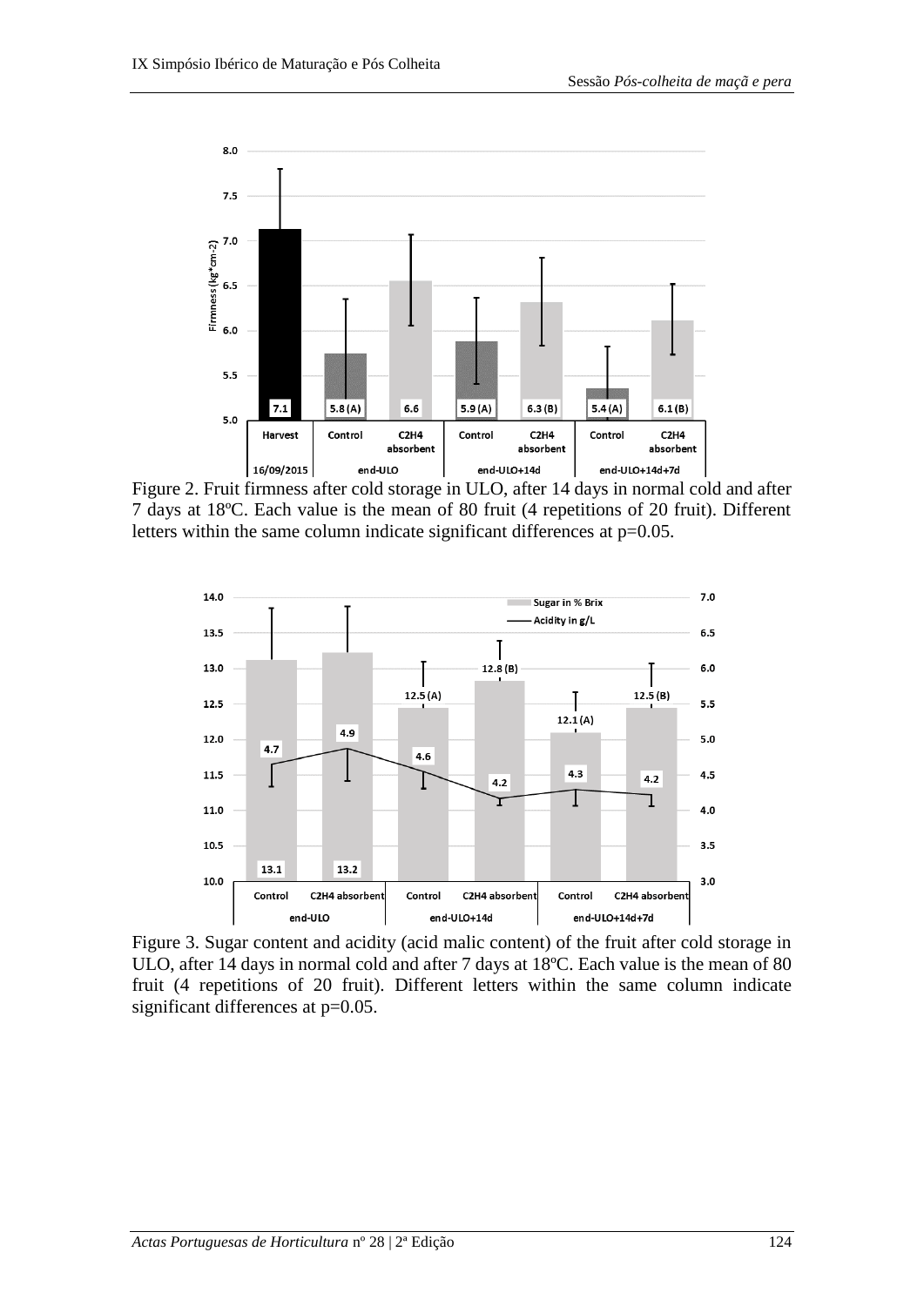Figure 2. Fruit firmness after cold storage in ULO, after 14 days in normal cold and after 7 days at 18ºC. Each value is the mean of 80 fruit (4 repetitions of 20 fruit). Different letters within the same column indicate significant differences at p=0.05.

Figure 3. Sugar content and acidity (acid malic content) of the fruit after cold storage in ULO, after 14 days in normal cold and after 7 days at 18ºC. Each value is the mean of 80 fruit (4 repetitions of 20 fruit). Different letters within the same column indicate significant differences at p=0.05.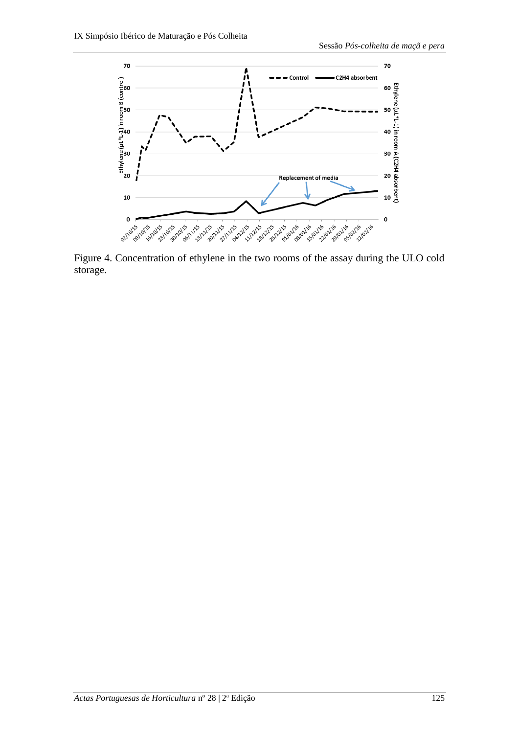70

Control C2H4 absorbent

Ethylene (µL*L-1) in room B (control)

Ethylene (µL*L-1) in room A (C2H4 absorbent)

60

50

40

30

20

10

0

Replacement of media

02/10/15 09/10/15 16/10/15 23/10/15 30/10/15 06/11/15 13/11/15 20/11/15 27/11/15 04/12/15 11/12/15 18/12/15 25/12/15 01/01/16 08/01/16 15/01/16 22/01/16 29/01/16 05/02/16 12/02/16

Figure 4. Concentration of ethylene in the two rooms of the assay during the ULO cold storage.